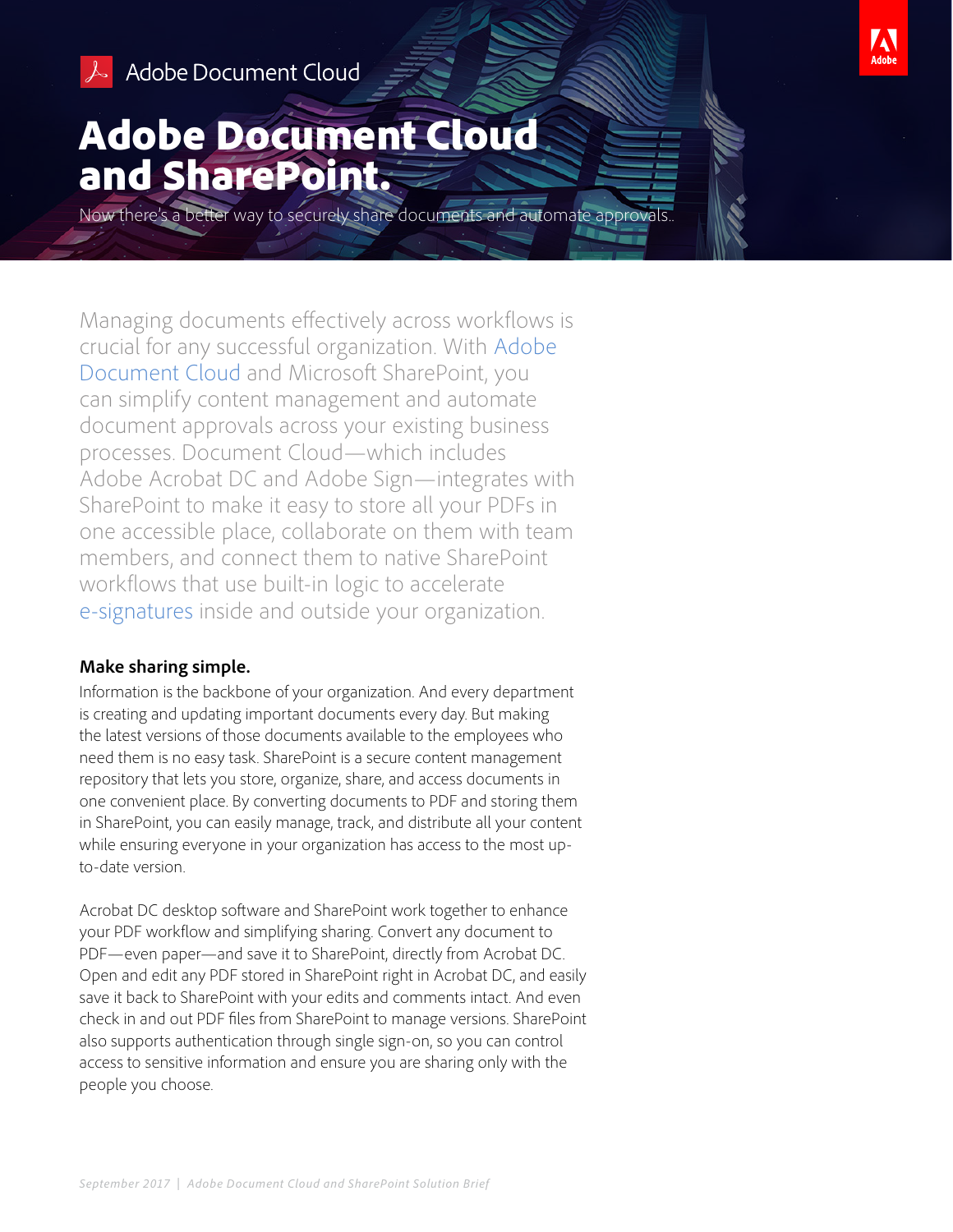Adobe Document Cloud

# Adobe Document Cloud and SharePoint.

Now there's a better way to securely share documents and automate approvals..

Managing documents effectively across workflows is crucial for any successful organization. With Adobe Document Cloud and Microsoft SharePoint, you can simplify content management and automate document approvals across your existing business processes. Document Cloud—which includes Adobe Acrobat DC and Adobe Sign—integrates with SharePoint to make it easy to store all your PDFs in one accessible place, collaborate on them with team members, and connect them to native SharePoint workflows that use built-in logic to accelerate e-signatures inside and outside your organization.

### Make sharing simple.

Information is the backbone of your organization. And every department is creating and updating important documents every day. But making the latest versions of those documents available to the employees who need them is no easy task. SharePoint is a secure content management repository that lets you store, organize, share, and access documents in one convenient place. By converting documents to PDF and storing them in SharePoint, you can easily manage, track, and distribute all your content while ensuring everyone in your organization has access to the most up-to-date version.

Acrobat DC desktop software and SharePoint work together to enhance your PDF workflow and simplifying sharing. Convert any document to PDF—even paper—and save it to SharePoint, directly from Acrobat DC. Open and edit any PDF stored in SharePoint right in Acrobat DC, and easily save it back to SharePoint with your edits and comments intact. And even check in and out PDF files from SharePoint to manage versions. SharePoint also supports authentication through single sign-on, so you can control access to sensitive information and ensure you are sharing only with the people you choose.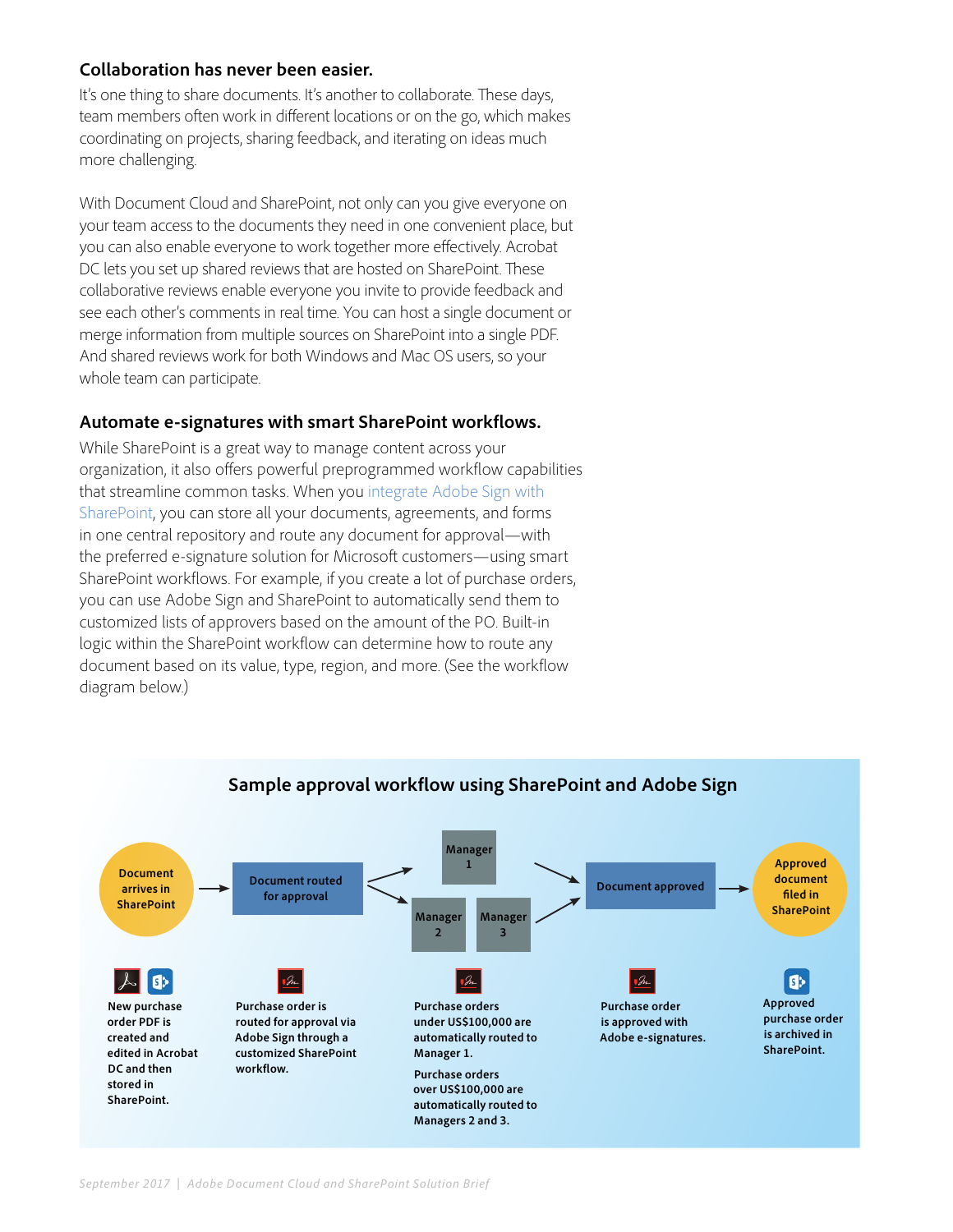### Collaboration has never been easier.

It's one thing to share documents. It's another to collaborate. These days, team members often work in different locations or on the go, which makes coordinating on projects, sharing feedback, and iterating on ideas much more challenging.

With Document Cloud and SharePoint, not only can you give everyone on your team access to the documents they need in one convenient place, but you can also enable everyone to work together more effectively. Acrobat DC lets you set up shared reviews that are hosted on SharePoint. These collaborative reviews enable everyone you invite to provide feedback and see each other's comments in real time. You can host a single document or merge information from multiple sources on SharePoint into a single PDF. And shared reviews work for both Windows and Mac OS users, so your whole team can participate.

### Automate e-signatures with smart SharePoint workflows.

While SharePoint is a great way to manage content across your organization, it also offers powerful preprogrammed workflow capabilities that streamline common tasks. When you integrate Adobe Sign with SharePoint, you can store all your documents, agreements, and forms in one central repository and route any document for approval—with the preferred e-signature solution for Microsoft customers—using smart SharePoint workflows. For example, if you create a lot of purchase orders, you can use Adobe Sign and SharePoint to automatically send them to customized lists of approvers based on the amount of the PO. Built-in logic within the SharePoint workflow can determine how to route any document based on its value, type, region, and more. (See the workflow diagram below.)

#### Sample approval workflow using SharePoint and Adobe Sign

Document arrives in SharePoint → Document routed for approval → Manager 1 / Manager 2, Manager 3 → Document approved → Approved document filed in SharePoint

- New purchase order PDF is created and edited in Acrobat DC and then stored in SharePoint.
- Purchase order is routed for approval via Adobe Sign through a customized SharePoint workflow.
- Purchase orders under US$100,000 are automatically routed to Manager 1.

  Purchase orders over US$100,000 are automatically routed to Managers 2 and 3.
- Purchase order is approved with Adobe e-signatures.
- Approved purchase order is archived in SharePoint.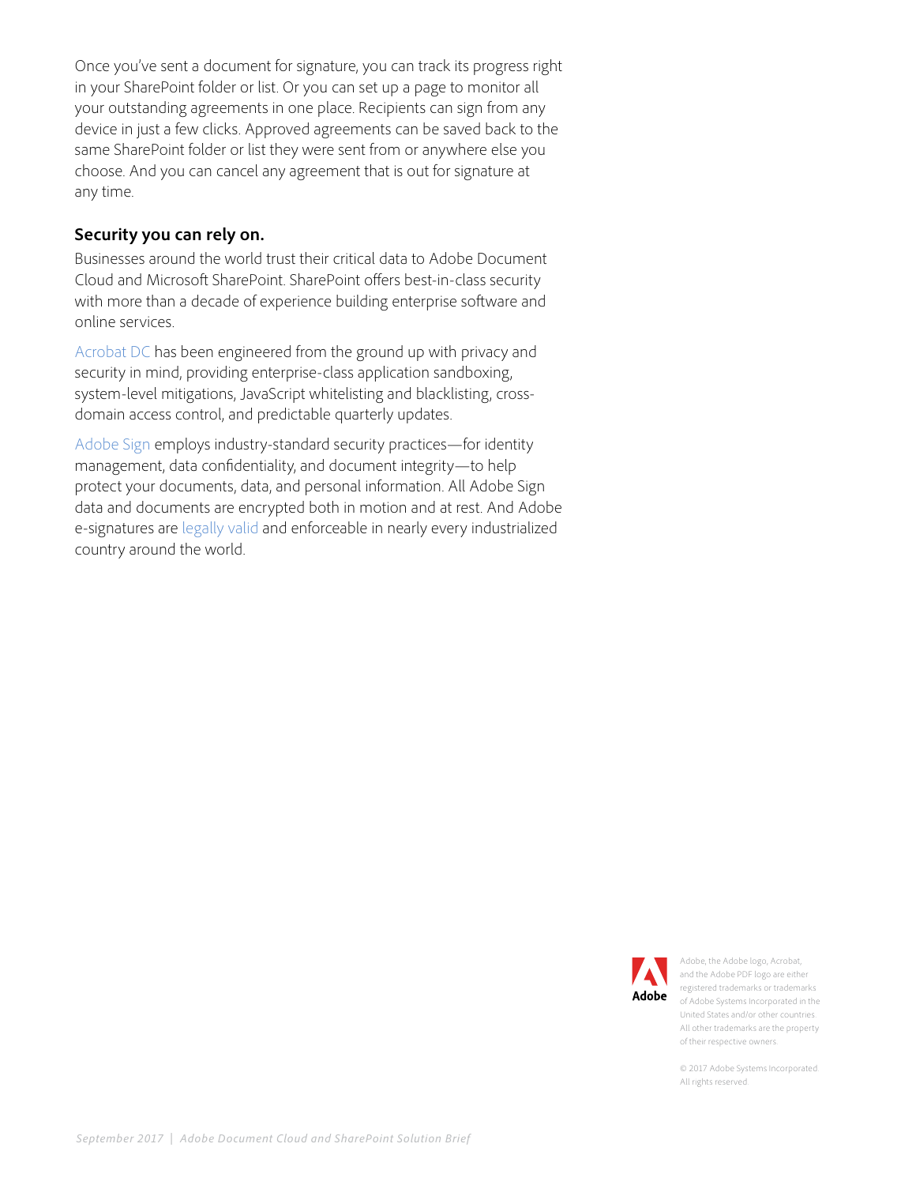Once you've sent a document for signature, you can track its progress right in your SharePoint folder or list. Or you can set up a page to monitor all your outstanding agreements in one place. Recipients can sign from any device in just a few clicks. Approved agreements can be saved back to the same SharePoint folder or list they were sent from or anywhere else you choose. And you can cancel any agreement that is out for signature at any time.

### Security you can rely on.

Businesses around the world trust their critical data to Adobe Document Cloud and Microsoft SharePoint. SharePoint offers best-in-class security with more than a decade of experience building enterprise software and online services.

Acrobat DC has been engineered from the ground up with privacy and security in mind, providing enterprise-class application sandboxing, system-level mitigations, JavaScript whitelisting and blacklisting, cross-domain access control, and predictable quarterly updates.

Adobe Sign employs industry-standard security practices—for identity management, data confidentiality, and document integrity—to help protect your documents, data, and personal information. All Adobe Sign data and documents are encrypted both in motion and at rest. And Adobe e-signatures are legally valid and enforceable in nearly every industrialized country around the world.

Adobe

Adobe, the Adobe logo, Acrobat, and the Adobe PDF logo are either registered trademarks or trademarks of Adobe Systems Incorporated in the United States and/or other countries. All other trademarks are the property of their respective owners.

© 2017 Adobe Systems Incorporated. All rights reserved.